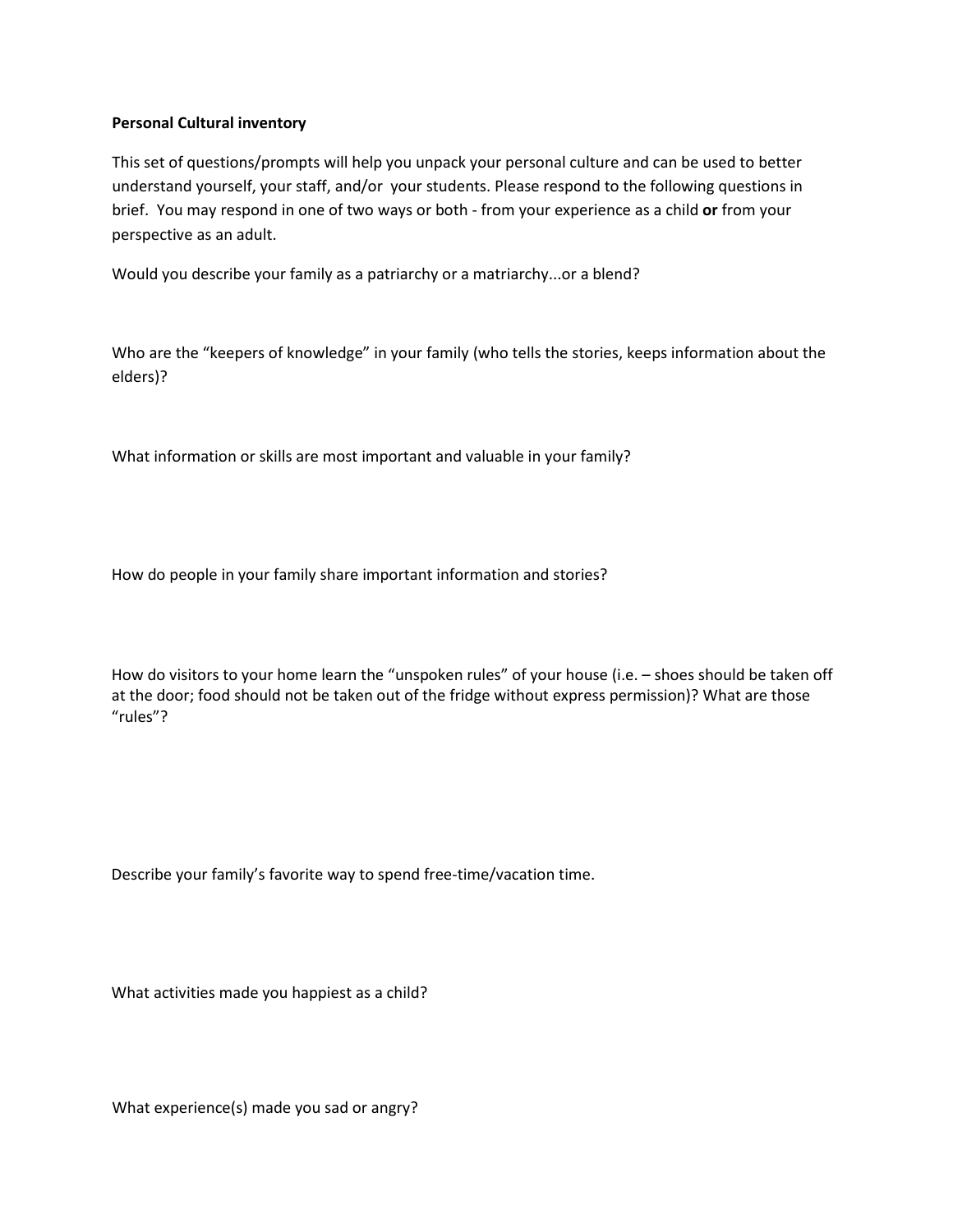**Personal Cultural inventory**

This set of questions/prompts will help you unpack your personal culture and can be used to better understand yourself, your staff, and/or your students. Please respond to the following questions in brief. You may respond in one of two ways or both - from your experience as a child **or** from your perspective as an adult.

Would you describe your family as a patriarchy or a matriarchy...or a blend?

Who are the "keepers of knowledge" in your family (who tells the stories, keeps information about the elders)?

What information or skills are most important and valuable in your family?

How do people in your family share important information and stories?

How do visitors to your home learn the "unspoken rules" of your house (i.e. – shoes should be taken off at the door; food should not be taken out of the fridge without express permission)? What are those "rules"?

Describe your family's favorite way to spend free-time/vacation time.

What activities made you happiest as a child?

What experience(s) made you sad or angry?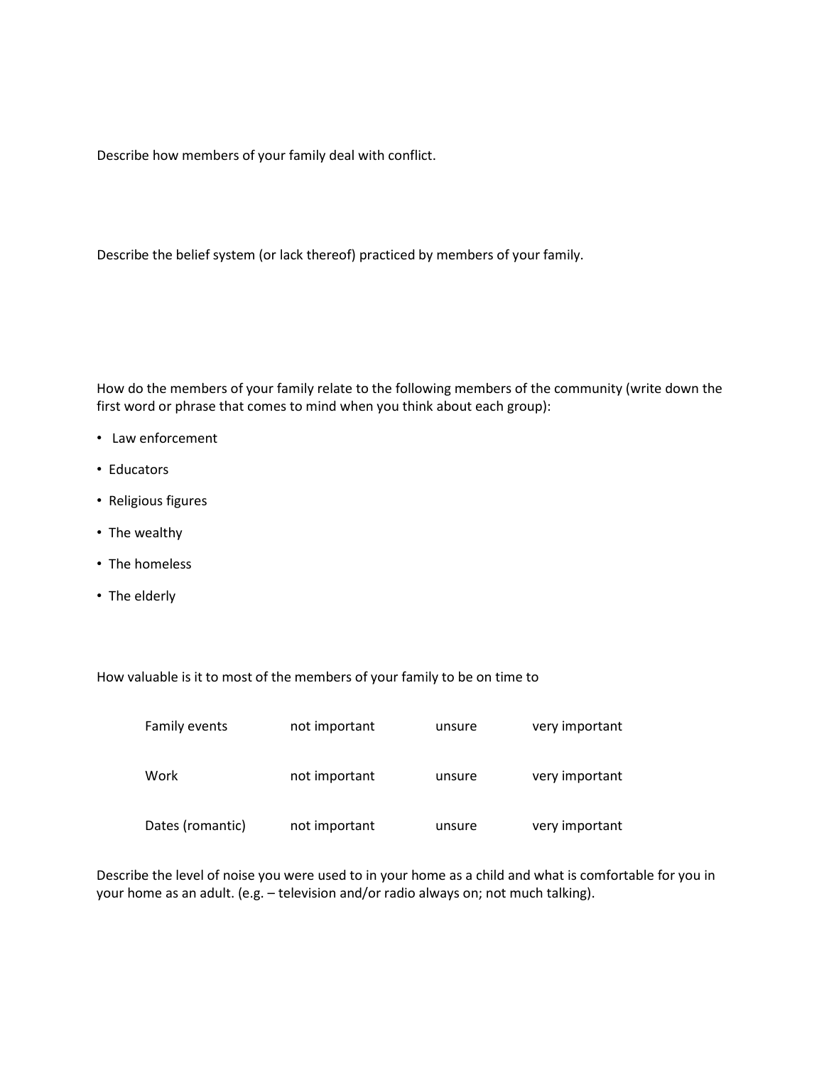Describe how members of your family deal with conflict.

Describe the belief system (or lack thereof) practiced by members of your family.

How do the members of your family relate to the following members of the community (write down the first word or phrase that comes to mind when you think about each group):

- Law enforcement
- Educators
- Religious figures
- The wealthy
- The homeless
- The elderly

How valuable is it to most of the members of your family to be on time to

| | | | |
|---|---|---|---|
| Family events | not important | unsure | very important |
| Work | not important | unsure | very important |
| Dates (romantic) | not important | unsure | very important |

Describe the level of noise you were used to in your home as a child and what is comfortable for you in your home as an adult. (e.g. – television and/or radio always on; not much talking).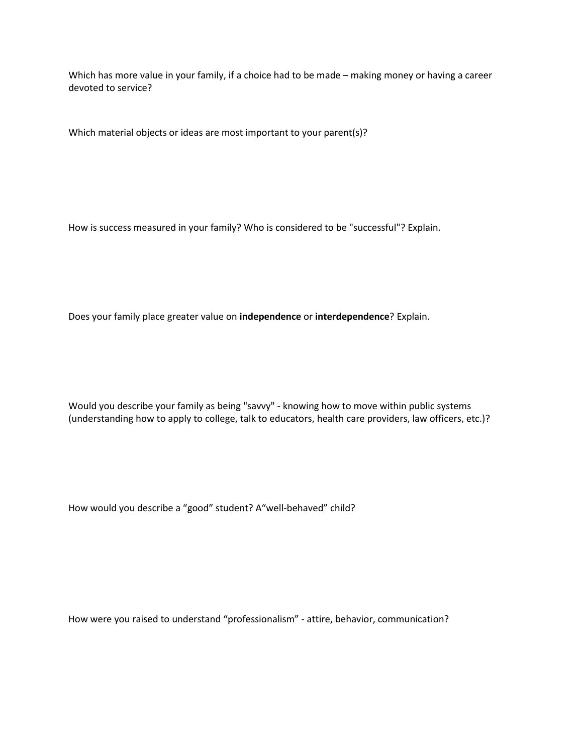Which has more value in your family, if a choice had to be made – making money or having a career devoted to service?

Which material objects or ideas are most important to your parent(s)?

How is success measured in your family? Who is considered to be "successful"? Explain.

Does your family place greater value on **independence** or **interdependence**? Explain.

Would you describe your family as being "savvy" - knowing how to move within public systems (understanding how to apply to college, talk to educators, health care providers, law officers, etc.)?

How would you describe a “good” student? A“well-behaved” child?

How were you raised to understand “professionalism” - attire, behavior, communication?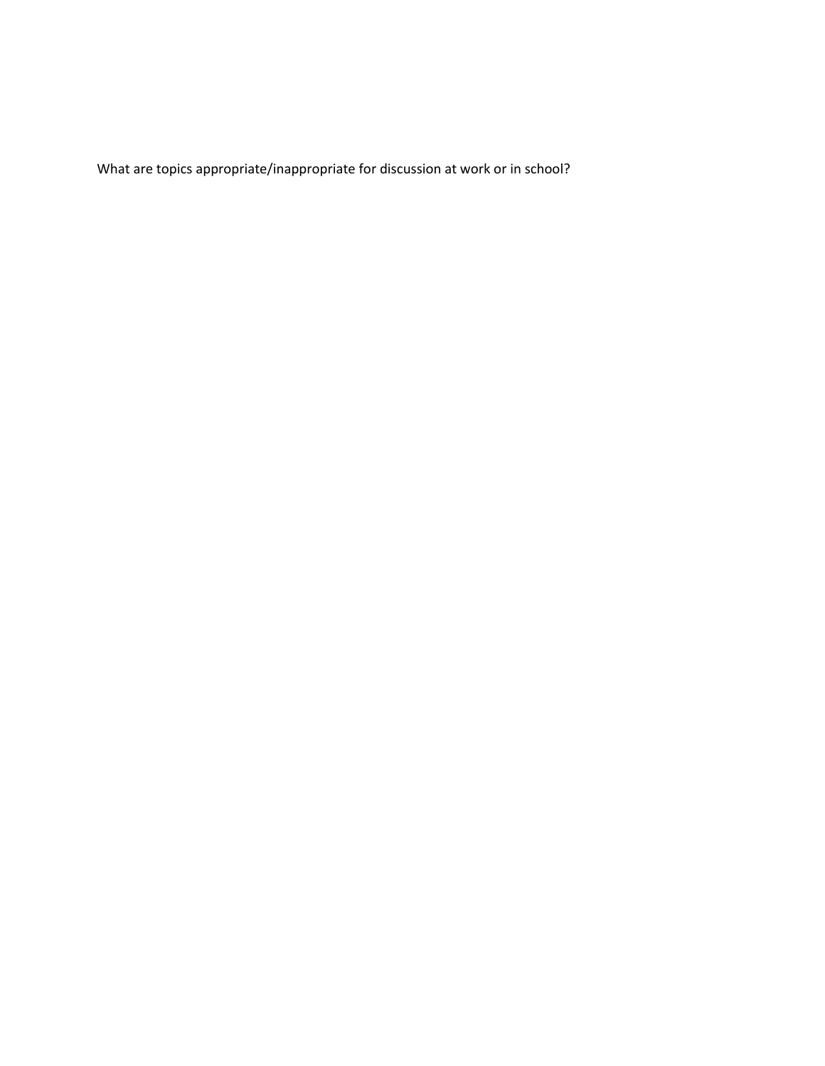What are topics appropriate/inappropriate for discussion at work or in school?